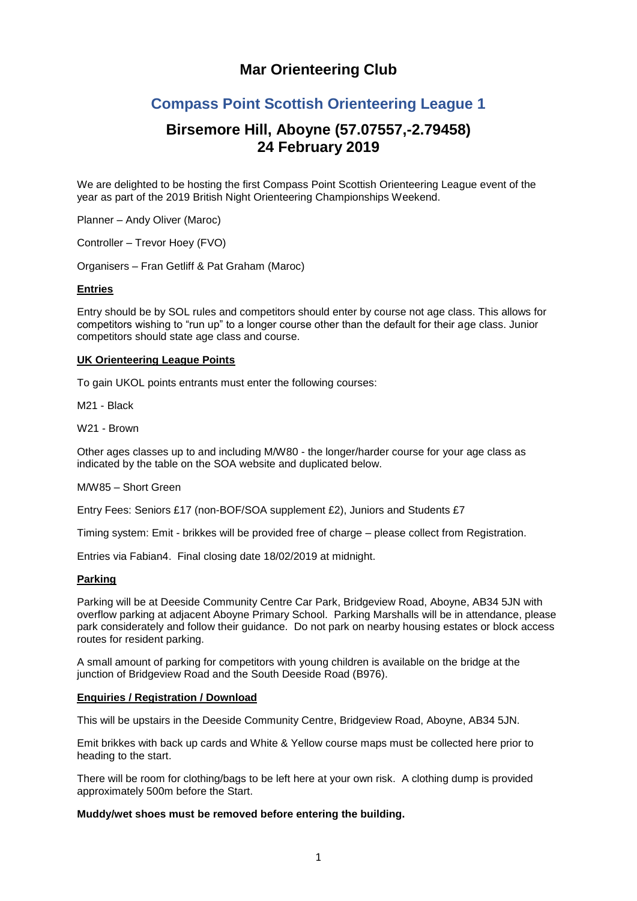# Mar Orienteering Club

## Compass Point Scottish Orienteering League 1

## Birsemore Hill, Aboyne (57.07557,-2.79458)
## 24 February 2019

We are delighted to be hosting the first Compass Point Scottish Orienteering League event of the year as part of the 2019 British Night Orienteering Championships Weekend.

Planner – Andy Oliver (Maroc)

Controller – Trevor Hoey (FVO)

Organisers – Fran Getliff & Pat Graham (Maroc)

### Entries

Entry should be by SOL rules and competitors should enter by course not age class. This allows for competitors wishing to "run up" to a longer course other than the default for their age class. Junior competitors should state age class and course.

### UK Orienteering League Points

To gain UKOL points entrants must enter the following courses:

M21 - Black

W21 - Brown

Other ages classes up to and including M/W80 - the longer/harder course for your age class as indicated by the table on the SOA website and duplicated below.

M/W85 – Short Green

Entry Fees: Seniors £17 (non-BOF/SOA supplement £2), Juniors and Students £7

Timing system: Emit - brikkes will be provided free of charge – please collect from Registration.

Entries via Fabian4. Final closing date 18/02/2019 at midnight.

### Parking

Parking will be at Deeside Community Centre Car Park, Bridgeview Road, Aboyne, AB34 5JN with overflow parking at adjacent Aboyne Primary School. Parking Marshalls will be in attendance, please park considerately and follow their guidance. Do not park on nearby housing estates or block access routes for resident parking.

A small amount of parking for competitors with young children is available on the bridge at the junction of Bridgeview Road and the South Deeside Road (B976).

### Enquiries / Registration / Download

This will be upstairs in the Deeside Community Centre, Bridgeview Road, Aboyne, AB34 5JN.

Emit brikkes with back up cards and White & Yellow course maps must be collected here prior to heading to the start.

There will be room for clothing/bags to be left here at your own risk. A clothing dump is provided approximately 500m before the Start.

**Muddy/wet shoes must be removed before entering the building.**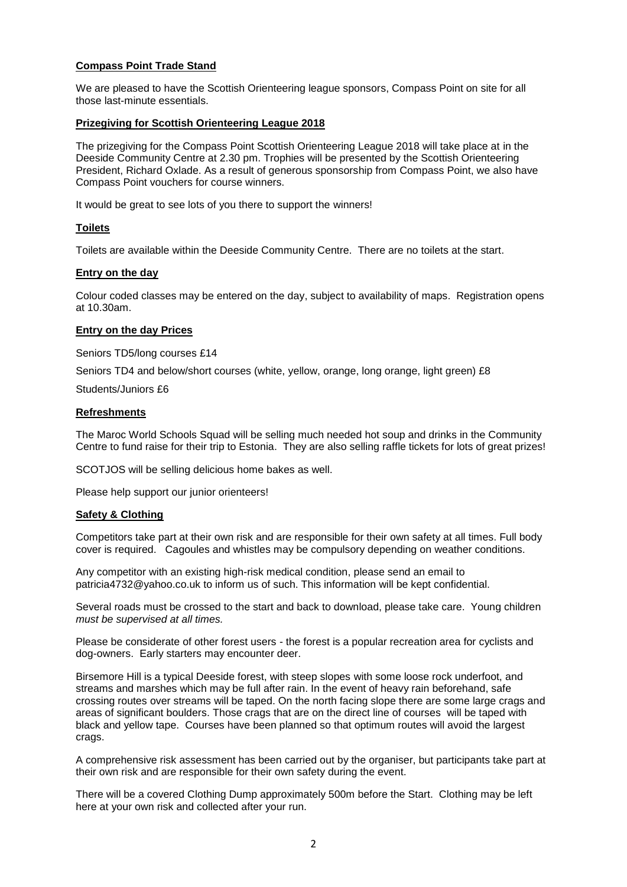**Compass Point Trade Stand**

We are pleased to have the Scottish Orienteering league sponsors, Compass Point on site for all those last-minute essentials.

**Prizegiving for Scottish Orienteering League 2018**

The prizegiving for the Compass Point Scottish Orienteering League 2018 will take place at in the Deeside Community Centre at 2.30 pm. Trophies will be presented by the Scottish Orienteering President, Richard Oxlade. As a result of generous sponsorship from Compass Point, we also have Compass Point vouchers for course winners.

It would be great to see lots of you there to support the winners!

**Toilets**

Toilets are available within the Deeside Community Centre. There are no toilets at the start.

**Entry on the day**

Colour coded classes may be entered on the day, subject to availability of maps. Registration opens at 10.30am.

**Entry on the day Prices**

Seniors TD5/long courses £14

Seniors TD4 and below/short courses (white, yellow, orange, long orange, light green) £8

Students/Juniors £6

**Refreshments**

The Maroc World Schools Squad will be selling much needed hot soup and drinks in the Community Centre to fund raise for their trip to Estonia. They are also selling raffle tickets for lots of great prizes!

SCOTJOS will be selling delicious home bakes as well.

Please help support our junior orienteers!

**Safety & Clothing**

Competitors take part at their own risk and are responsible for their own safety at all times. Full body cover is required. Cagoules and whistles may be compulsory depending on weather conditions.

Any competitor with an existing high-risk medical condition, please send an email to patricia4732@yahoo.co.uk to inform us of such. This information will be kept confidential.

Several roads must be crossed to the start and back to download, please take care. Young children *must be supervised at all times.*

Please be considerate of other forest users - the forest is a popular recreation area for cyclists and dog-owners. Early starters may encounter deer.

Birsemore Hill is a typical Deeside forest, with steep slopes with some loose rock underfoot, and streams and marshes which may be full after rain. In the event of heavy rain beforehand, safe crossing routes over streams will be taped. On the north facing slope there are some large crags and areas of significant boulders. Those crags that are on the direct line of courses will be taped with black and yellow tape. Courses have been planned so that optimum routes will avoid the largest crags.

A comprehensive risk assessment has been carried out by the organiser, but participants take part at their own risk and are responsible for their own safety during the event.

There will be a covered Clothing Dump approximately 500m before the Start. Clothing may be left here at your own risk and collected after your run.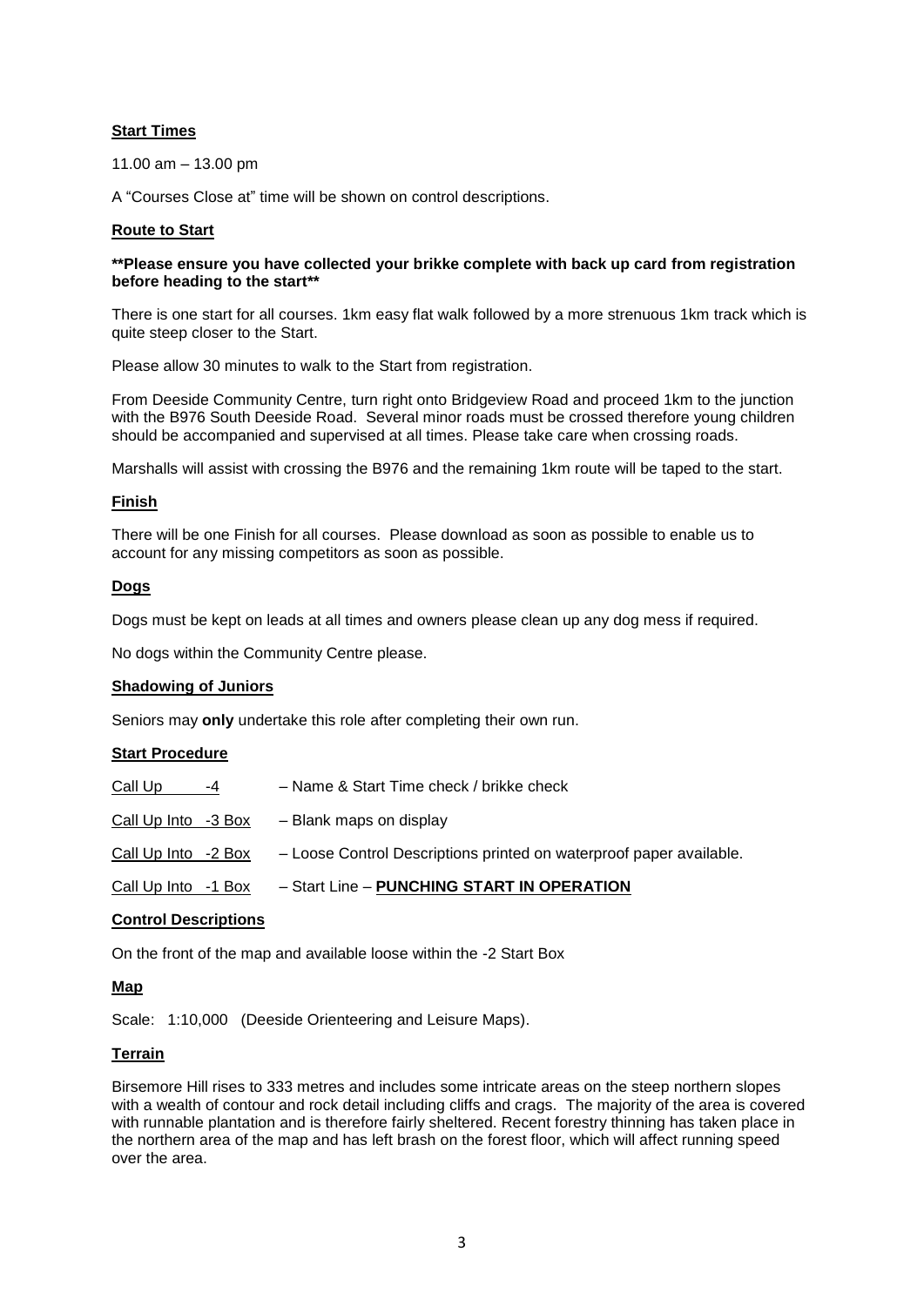## Start Times

11.00 am – 13.00 pm

A "Courses Close at" time will be shown on control descriptions.

## Route to Start

**\*\*Please ensure you have collected your brikke complete with back up card from registration before heading to the start\*\***

There is one start for all courses. 1km easy flat walk followed by a more strenuous 1km track which is quite steep closer to the Start.

Please allow 30 minutes to walk to the Start from registration.

From Deeside Community Centre, turn right onto Bridgeview Road and proceed 1km to the junction with the B976 South Deeside Road. Several minor roads must be crossed therefore young children should be accompanied and supervised at all times. Please take care when crossing roads.

Marshalls will assist with crossing the B976 and the remaining 1km route will be taped to the start.

## Finish

There will be one Finish for all courses. Please download as soon as possible to enable us to account for any missing competitors as soon as possible.

## Dogs

Dogs must be kept on leads at all times and owners please clean up any dog mess if required.

No dogs within the Community Centre please.

## Shadowing of Juniors

Seniors may **only** undertake this role after completing their own run.

## Start Procedure

| | |
|---|---|
| Call Up -4 | – Name & Start Time check / brikke check |
| Call Up Into -3 Box | – Blank maps on display |
| Call Up Into -2 Box | – Loose Control Descriptions printed on waterproof paper available. |
| Call Up Into -1 Box | – Start Line – **PUNCHING START IN OPERATION** |

## Control Descriptions

On the front of the map and available loose within the -2 Start Box

## Map

Scale: 1:10,000 (Deeside Orienteering and Leisure Maps).

## Terrain

Birsemore Hill rises to 333 metres and includes some intricate areas on the steep northern slopes with a wealth of contour and rock detail including cliffs and crags. The majority of the area is covered with runnable plantation and is therefore fairly sheltered. Recent forestry thinning has taken place in the northern area of the map and has left brash on the forest floor, which will affect running speed over the area.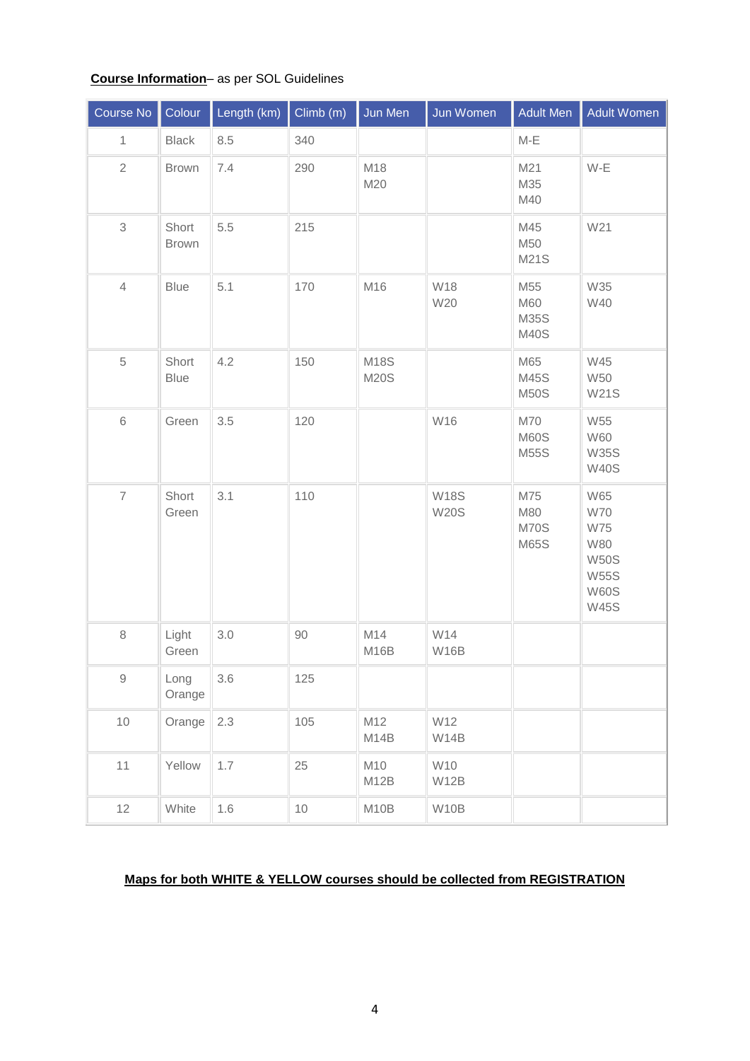**Course Information**– as per SOL Guidelines

| Course No | Colour | Length (km) | Climb (m) | Jun Men | Jun Women | Adult Men | Adult Women |
|---|---|---|---|---|---|---|---|
| 1 | Black | 8.5 | 340 | | | M-E | |
| 2 | Brown | 7.4 | 290 | M18<br>M20 | | M21<br>M35<br>M40 | W-E |
| 3 | Short Brown | 5.5 | 215 | | | M45<br>M50<br>M21S | W21 |
| 4 | Blue | 5.1 | 170 | M16 | W18<br>W20 | M55<br>M60<br>M35S<br>M40S | W35<br>W40 |
| 5 | Short Blue | 4.2 | 150 | M18S<br>M20S | | M65<br>M45S<br>M50S | W45<br>W50<br>W21S |
| 6 | Green | 3.5 | 120 | | W16 | M70<br>M60S<br>M55S | W55<br>W60<br>W35S<br>W40S |
| 7 | Short Green | 3.1 | 110 | | W18S<br>W20S | M75<br>M80<br>M70S<br>M65S | W65<br>W70<br>W75<br>W80<br>W50S<br>W55S<br>W60S<br>W45S |
| 8 | Light Green | 3.0 | 90 | M14<br>M16B | W14<br>W16B | | |
| 9 | Long Orange | 3.6 | 125 | | | | |
| 10 | Orange | 2.3 | 105 | M12<br>M14B | W12<br>W14B | | |
| 11 | Yellow | 1.7 | 25 | M10<br>M12B | W10<br>W12B | | |
| 12 | White | 1.6 | 10 | M10B | W10B | | |

**Maps for both WHITE & YELLOW courses should be collected from REGISTRATION**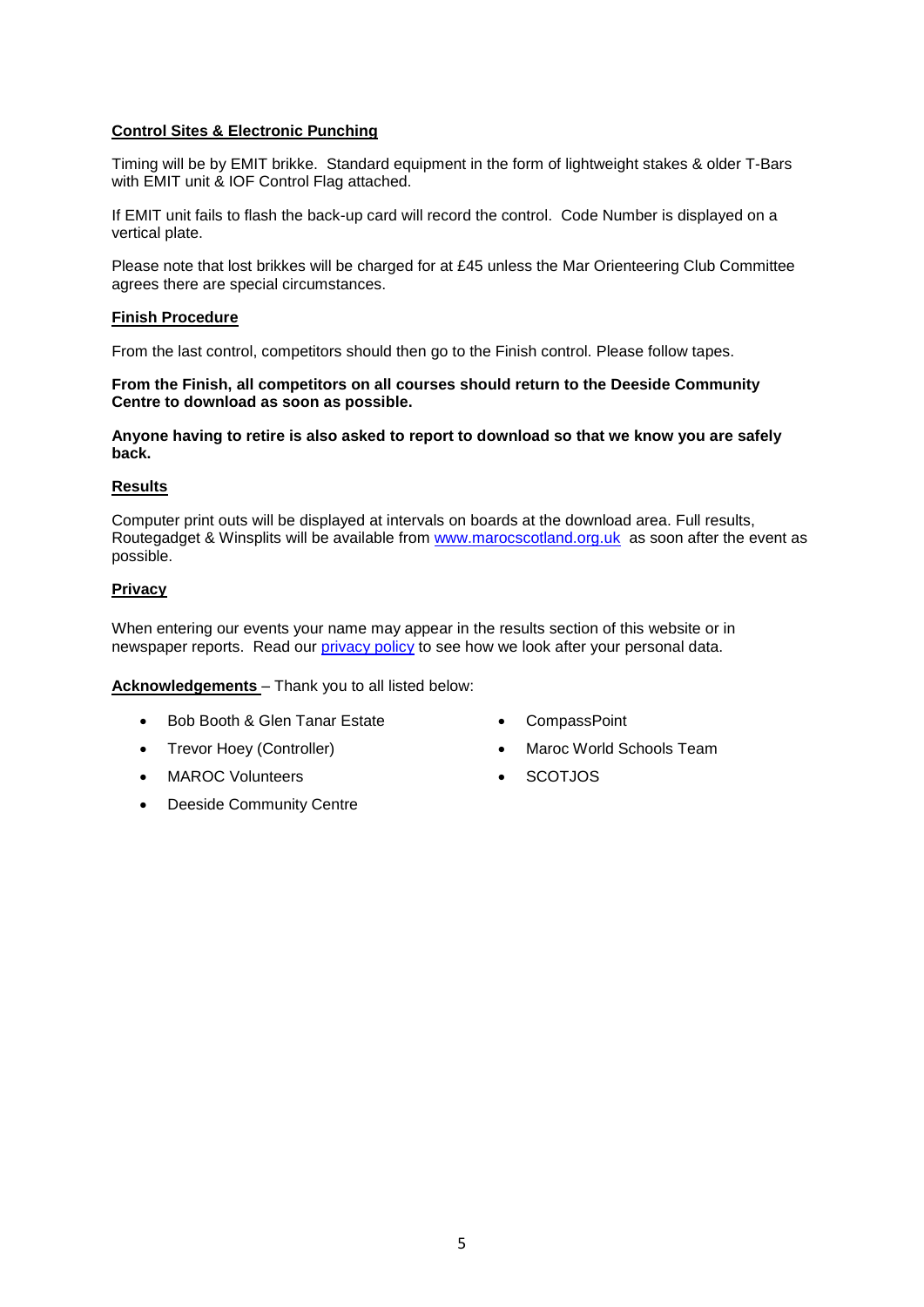## Control Sites & Electronic Punching

Timing will be by EMIT brikke. Standard equipment in the form of lightweight stakes & older T-Bars with EMIT unit & IOF Control Flag attached.

If EMIT unit fails to flash the back-up card will record the control. Code Number is displayed on a vertical plate.

Please note that lost brikkes will be charged for at £45 unless the Mar Orienteering Club Committee agrees there are special circumstances.

## Finish Procedure

From the last control, competitors should then go to the Finish control. Please follow tapes.

**From the Finish, all competitors on all courses should return to the Deeside Community Centre to download as soon as possible.**

**Anyone having to retire is also asked to report to download so that we know you are safely back.**

## Results

Computer print outs will be displayed at intervals on boards at the download area. Full results, Routegadget & Winsplits will be available from [www.marocscotland.org.uk](http://www.marocscotland.org.uk) as soon after the event as possible.

## Privacy

When entering our events your name may appear in the results section of this website or in newspaper reports. Read our [privacy policy](privacy policy) to see how we look after your personal data.

**Acknowledgements** – Thank you to all listed below:

- Bob Booth & Glen Tanar Estate
- Trevor Hoey (Controller)
- MAROC Volunteers
- Deeside Community Centre
- CompassPoint
- Maroc World Schools Team
- SCOTJOS